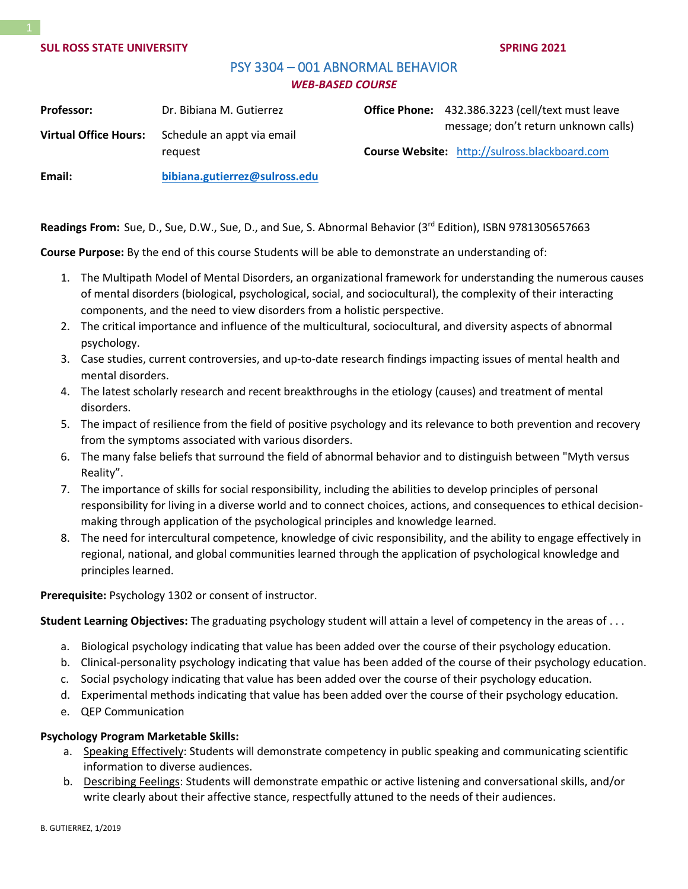**SUL ROSS STATE UNIVERSITY** **SPRING 2021**

# PSY 3304 – 001 ABNORMAL BEHAVIOR

***WEB-BASED COURSE***

**Professor:** Dr. Bibiana M. Gutierrez

**Virtual Office Hours:** Schedule an appt via email request

**Email:** **bibiana.gutierrez@sulross.edu**

**Office Phone:** 432.386.3223 (cell/text must leave message; don't return unknown calls)

**Course Website:** http://sulross.blackboard.com

**Readings From:** Sue, D., Sue, D.W., Sue, D., and Sue, S. Abnormal Behavior (3rd Edition), ISBN 9781305657663

**Course Purpose:** By the end of this course Students will be able to demonstrate an understanding of:

1. The Multipath Model of Mental Disorders, an organizational framework for understanding the numerous causes of mental disorders (biological, psychological, social, and sociocultural), the complexity of their interacting components, and the need to view disorders from a holistic perspective.
2. The critical importance and influence of the multicultural, sociocultural, and diversity aspects of abnormal psychology.
3. Case studies, current controversies, and up-to-date research findings impacting issues of mental health and mental disorders.
4. The latest scholarly research and recent breakthroughs in the etiology (causes) and treatment of mental disorders.
5. The impact of resilience from the field of positive psychology and its relevance to both prevention and recovery from the symptoms associated with various disorders.
6. The many false beliefs that surround the field of abnormal behavior and to distinguish between "Myth versus Reality".
7. The importance of skills for social responsibility, including the abilities to develop principles of personal responsibility for living in a diverse world and to connect choices, actions, and consequences to ethical decision-making through application of the psychological principles and knowledge learned.
8. The need for intercultural competence, knowledge of civic responsibility, and the ability to engage effectively in regional, national, and global communities learned through the application of psychological knowledge and principles learned.

**Prerequisite:** Psychology 1302 or consent of instructor.

**Student Learning Objectives:** The graduating psychology student will attain a level of competency in the areas of . . .

a. Biological psychology indicating that value has been added over the course of their psychology education.
b. Clinical-personality psychology indicating that value has been added of the course of their psychology education.
c. Social psychology indicating that value has been added over the course of their psychology education.
d. Experimental methods indicating that value has been added over the course of their psychology education.
e. QEP Communication

**Psychology Program Marketable Skills:**

a. Speaking Effectively: Students will demonstrate competency in public speaking and communicating scientific information to diverse audiences.
b. Describing Feelings: Students will demonstrate empathic or active listening and conversational skills, and/or write clearly about their affective stance, respectfully attuned to the needs of their audiences.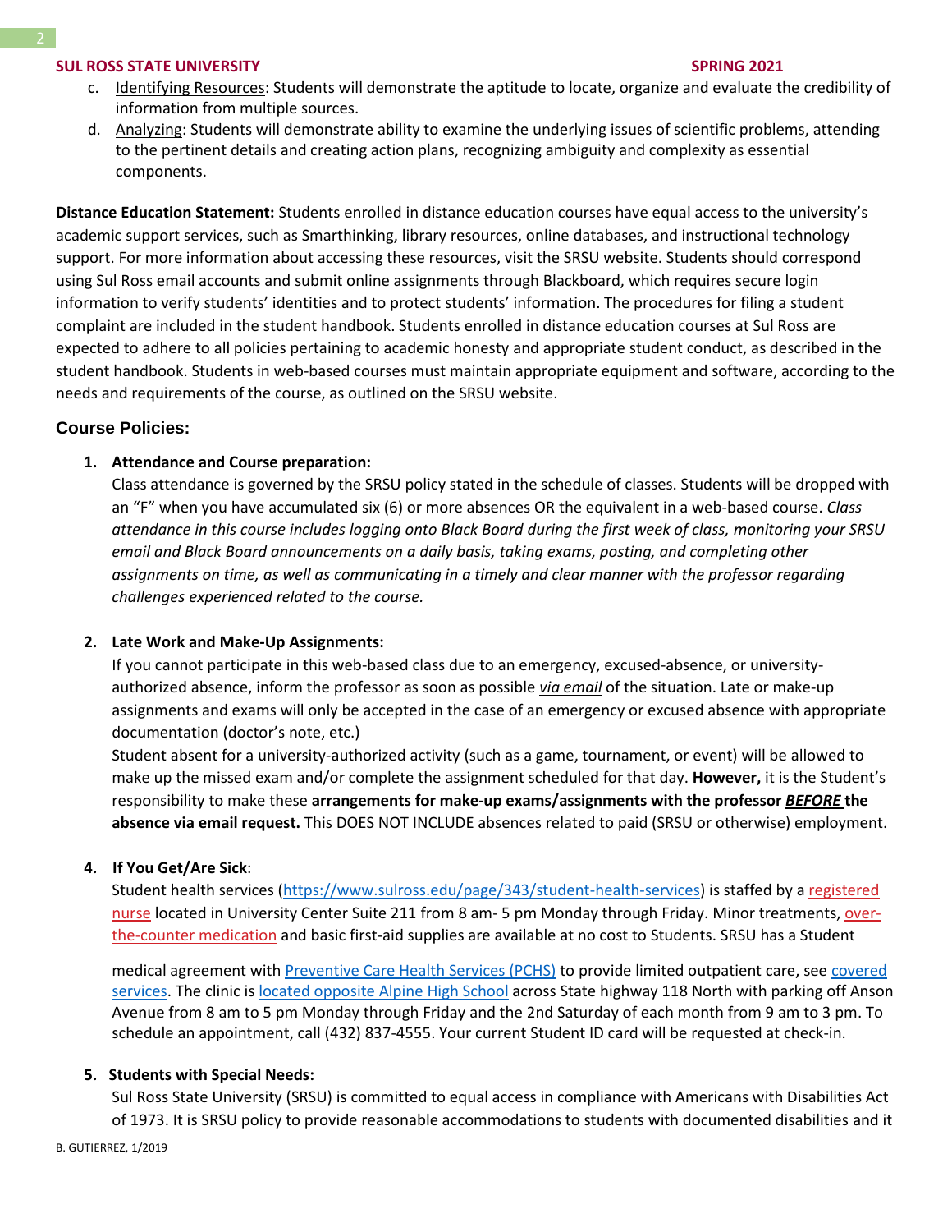c. Identifying Resources: Students will demonstrate the aptitude to locate, organize and evaluate the credibility of information from multiple sources.
d. Analyzing: Students will demonstrate ability to examine the underlying issues of scientific problems, attending to the pertinent details and creating action plans, recognizing ambiguity and complexity as essential components.

**Distance Education Statement:** Students enrolled in distance education courses have equal access to the university's academic support services, such as Smarthinking, library resources, online databases, and instructional technology support. For more information about accessing these resources, visit the SRSU website. Students should correspond using Sul Ross email accounts and submit online assignments through Blackboard, which requires secure login information to verify students' identities and to protect students' information. The procedures for filing a student complaint are included in the student handbook. Students enrolled in distance education courses at Sul Ross are expected to adhere to all policies pertaining to academic honesty and appropriate student conduct, as described in the student handbook. Students in web-based courses must maintain appropriate equipment and software, according to the needs and requirements of the course, as outlined on the SRSU website.

## Course Policies:

1. **Attendance and Course preparation:**
   Class attendance is governed by the SRSU policy stated in the schedule of classes. Students will be dropped with an "F" when you have accumulated six (6) or more absences OR the equivalent in a web-based course. *Class attendance in this course includes logging onto Black Board during the first week of class, monitoring your SRSU email and Black Board announcements on a daily basis, taking exams, posting, and completing other assignments on time, as well as communicating in a timely and clear manner with the professor regarding challenges experienced related to the course.*

2. **Late Work and Make-Up Assignments:**
   If you cannot participate in this web-based class due to an emergency, excused-absence, or university-authorized absence, inform the professor as soon as possible *via email* of the situation. Late or make-up assignments and exams will only be accepted in the case of an emergency or excused absence with appropriate documentation (doctor's note, etc.)
   Student absent for a university-authorized activity (such as a game, tournament, or event) will be allowed to make up the missed exam and/or complete the assignment scheduled for that day. **However,** it is the Student's responsibility to make these **arrangements for make-up exams/assignments with the professor *BEFORE* the absence via email request.** This DOES NOT INCLUDE absences related to paid (SRSU or otherwise) employment.

4. **If You Get/Are Sick**:
   Student health services (https://www.sulross.edu/page/343/student-health-services) is staffed by a registered nurse located in University Center Suite 211 from 8 am- 5 pm Monday through Friday. Minor treatments, over-the-counter medication and basic first-aid supplies are available at no cost to Students. SRSU has a Student

   medical agreement with Preventive Care Health Services (PCHS) to provide limited outpatient care, see covered services. The clinic is located opposite Alpine High School across State highway 118 North with parking off Anson Avenue from 8 am to 5 pm Monday through Friday and the 2nd Saturday of each month from 9 am to 3 pm. To schedule an appointment, call (432) 837-4555. Your current Student ID card will be requested at check-in.

5. **Students with Special Needs:**
   Sul Ross State University (SRSU) is committed to equal access in compliance with Americans with Disabilities Act of 1973. It is SRSU policy to provide reasonable accommodations to students with documented disabilities and it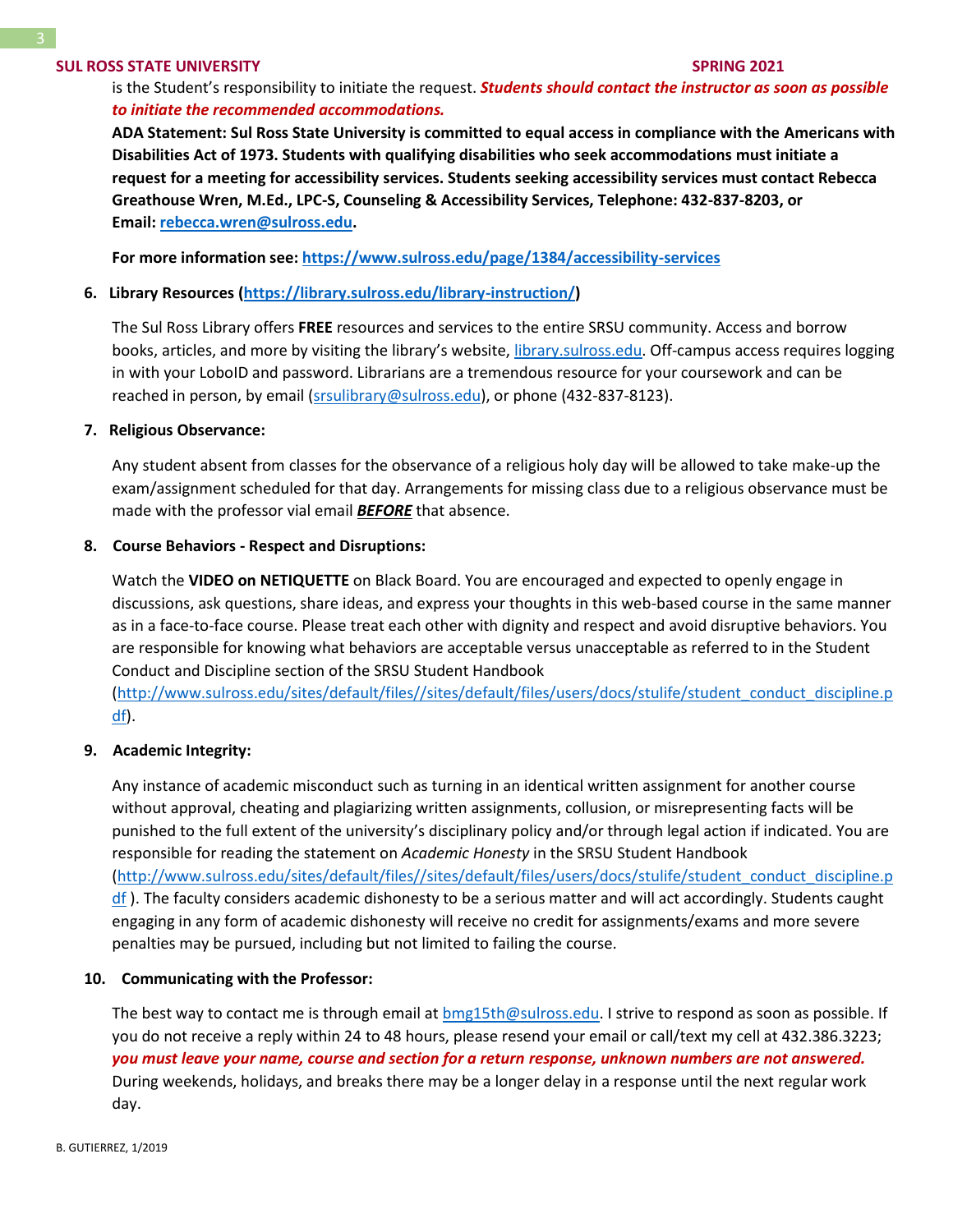is the Student's responsibility to initiate the request. ***Students should contact the instructor as soon as possible to initiate the recommended accommodations.***

**ADA Statement: Sul Ross State University is committed to equal access in compliance with the Americans with Disabilities Act of 1973. Students with qualifying disabilities who seek accommodations must initiate a request for a meeting for accessibility services. Students seeking accessibility services must contact Rebecca Greathouse Wren, M.Ed., LPC-S, Counseling & Accessibility Services, Telephone: 432-837-8203, or Email: rebecca.wren@sulross.edu.**

**For more information see: https://www.sulross.edu/page/1384/accessibility-services**

6. **Library Resources (https://library.sulross.edu/library-instruction/)**

   The Sul Ross Library offers **FREE** resources and services to the entire SRSU community. Access and borrow books, articles, and more by visiting the library's website, library.sulross.edu. Off-campus access requires logging in with your LoboID and password. Librarians are a tremendous resource for your coursework and can be reached in person, by email (srsulibrary@sulross.edu), or phone (432-837-8123).

7. **Religious Observance:**

   Any student absent from classes for the observance of a religious holy day will be allowed to take make-up the exam/assignment scheduled for that day. Arrangements for missing class due to a religious observance must be made with the professor vial email ***BEFORE*** that absence.

8. **Course Behaviors - Respect and Disruptions:**

   Watch the **VIDEO on NETIQUETTE** on Black Board. You are encouraged and expected to openly engage in discussions, ask questions, share ideas, and express your thoughts in this web-based course in the same manner as in a face-to-face course. Please treat each other with dignity and respect and avoid disruptive behaviors. You are responsible for knowing what behaviors are acceptable versus unacceptable as referred to in the Student Conduct and Discipline section of the SRSU Student Handbook (http://www.sulross.edu/sites/default/files//sites/default/files/users/docs/stulife/student_conduct_discipline.pdf).

9. **Academic Integrity:**

   Any instance of academic misconduct such as turning in an identical written assignment for another course without approval, cheating and plagiarizing written assignments, collusion, or misrepresenting facts will be punished to the full extent of the university's disciplinary policy and/or through legal action if indicated. You are responsible for reading the statement on *Academic Honesty* in the SRSU Student Handbook (http://www.sulross.edu/sites/default/files//sites/default/files/users/docs/stulife/student_conduct_discipline.pdf ). The faculty considers academic dishonesty to be a serious matter and will act accordingly. Students caught engaging in any form of academic dishonesty will receive no credit for assignments/exams and more severe penalties may be pursued, including but not limited to failing the course.

10. **Communicating with the Professor:**

    The best way to contact me is through email at bmg15th@sulross.edu. I strive to respond as soon as possible. If you do not receive a reply within 24 to 48 hours, please resend your email or call/text my cell at 432.386.3223; ***you must leave your name, course and section for a return response, unknown numbers are not answered.*** During weekends, holidays, and breaks there may be a longer delay in a response until the next regular work day.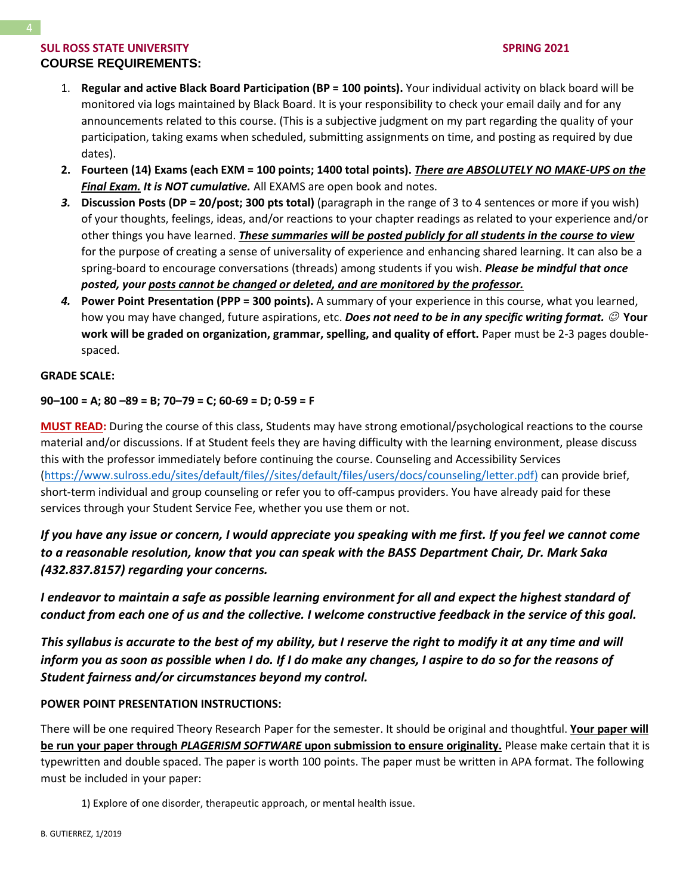**COURSE REQUIREMENTS:**

1. **Regular and active Black Board Participation (BP = 100 points).** Your individual activity on black board will be monitored via logs maintained by Black Board. It is your responsibility to check your email daily and for any announcements related to this course. (This is a subjective judgment on my part regarding the quality of your participation, taking exams when scheduled, submitting assignments on time, and posting as required by due dates).
2. **Fourteen (14) Exams (each EXM = 100 points; 1400 total points).** ***There are ABSOLUTELY NO MAKE-UPS on the Final Exam. It is NOT cumulative.*** All EXAMS are open book and notes.
3. **Discussion Posts (DP = 20/post; 300 pts total)** (paragraph in the range of 3 to 4 sentences or more if you wish) of your thoughts, feelings, ideas, and/or reactions to your chapter readings as related to your experience and/or other things you have learned. ***These summaries will be posted publicly for all students in the course to view*** for the purpose of creating a sense of universality of experience and enhancing shared learning. It can also be a spring-board to encourage conversations (threads) among students if you wish. ***Please be mindful that once posted, your posts cannot be changed or deleted, and are monitored by the professor.***
4. **Power Point Presentation (PPP = 300 points).** A summary of your experience in this course, what you learned, how you may have changed, future aspirations, etc. ***Does not need to be in any specific writing format.*** ☺ **Your work will be graded on organization, grammar, spelling, and quality of effort.** Paper must be 2-3 pages double-spaced.

**GRADE SCALE:**

**90–100 = A; 80 –89 = B; 70–79 = C; 60-69 = D; 0-59 = F**

**MUST READ:** During the course of this class, Students may have strong emotional/psychological reactions to the course material and/or discussions. If at Student feels they are having difficulty with the learning environment, please discuss this with the professor immediately before continuing the course. Counseling and Accessibility Services (https://www.sulross.edu/sites/default/files//sites/default/files/users/docs/counseling/letter.pdf) can provide brief, short-term individual and group counseling or refer you to off-campus providers. You have already paid for these services through your Student Service Fee, whether you use them or not.

***If you have any issue or concern, I would appreciate you speaking with me first. If you feel we cannot come to a reasonable resolution, know that you can speak with the BASS Department Chair, Dr. Mark Saka (432.837.8157) regarding your concerns.***

***I endeavor to maintain a safe as possible learning environment for all and expect the highest standard of conduct from each one of us and the collective. I welcome constructive feedback in the service of this goal.***

***This syllabus is accurate to the best of my ability, but I reserve the right to modify it at any time and will inform you as soon as possible when I do. If I do make any changes, I aspire to do so for the reasons of Student fairness and/or circumstances beyond my control.***

**POWER POINT PRESENTATION INSTRUCTIONS:**

There will be one required Theory Research Paper for the semester. It should be original and thoughtful. **Your paper will be run your paper through *PLAGERISM SOFTWARE* upon submission to ensure originality.** Please make certain that it is typewritten and double spaced. The paper is worth 100 points. The paper must be written in APA format. The following must be included in your paper:

1) Explore of one disorder, therapeutic approach, or mental health issue.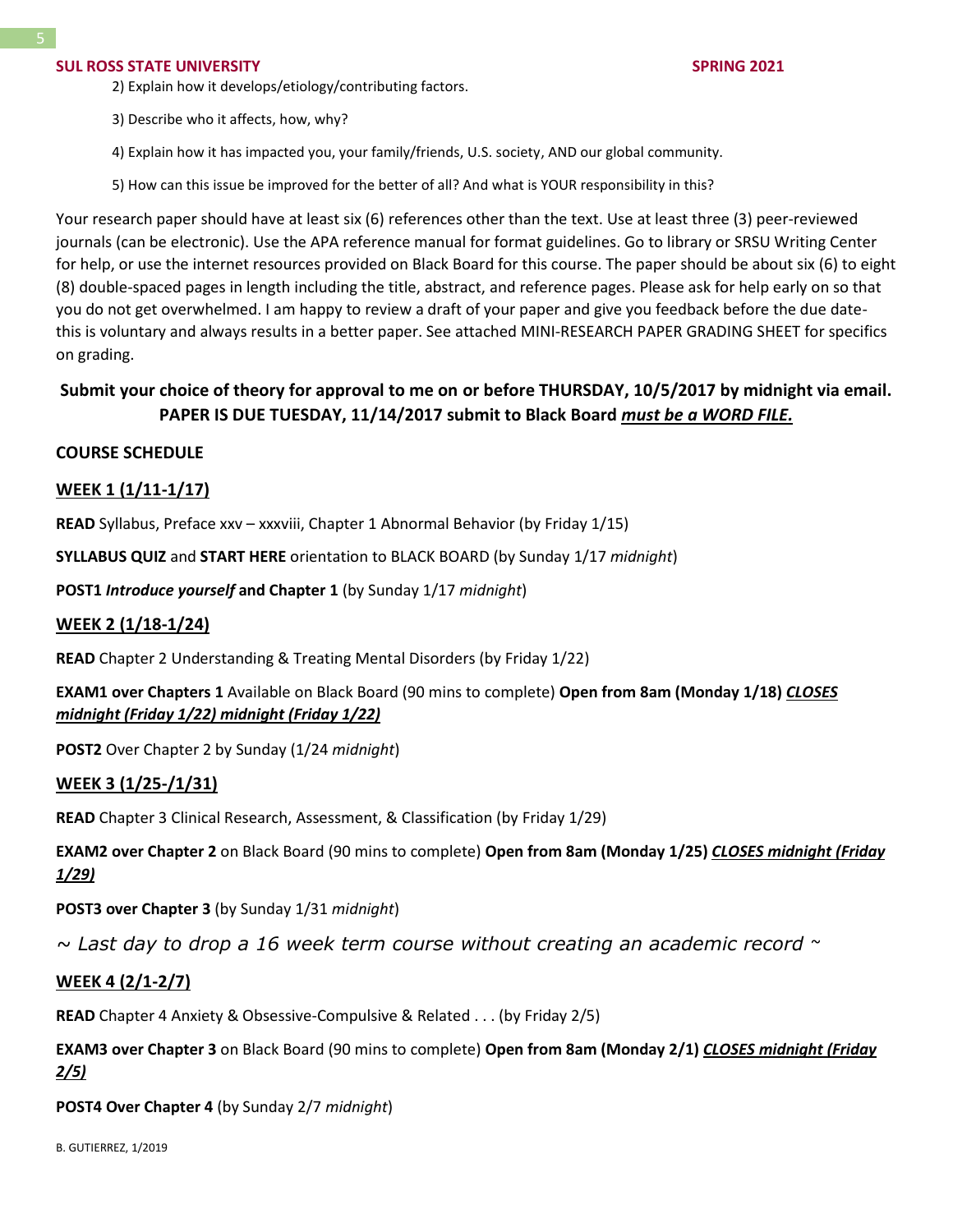2) Explain how it develops/etiology/contributing factors.

3) Describe who it affects, how, why?

4) Explain how it has impacted you, your family/friends, U.S. society, AND our global community.

5) How can this issue be improved for the better of all? And what is YOUR responsibility in this?

Your research paper should have at least six (6) references other than the text. Use at least three (3) peer-reviewed journals (can be electronic). Use the APA reference manual for format guidelines. Go to library or SRSU Writing Center for help, or use the internet resources provided on Black Board for this course. The paper should be about six (6) to eight (8) double-spaced pages in length including the title, abstract, and reference pages. Please ask for help early on so that you do not get overwhelmed. I am happy to review a draft of your paper and give you feedback before the due date-this is voluntary and always results in a better paper. See attached MINI-RESEARCH PAPER GRADING SHEET for specifics on grading.

**Submit your choice of theory for approval to me on or before THURSDAY, 10/5/2017 by midnight via email. PAPER IS DUE TUESDAY, 11/14/2017 submit to Black Board *must be a WORD FILE.***

**COURSE SCHEDULE**

**WEEK 1 (1/11-1/17)**

**READ** Syllabus, Preface xxv – xxxviii, Chapter 1 Abnormal Behavior (by Friday 1/15)

**SYLLABUS QUIZ** and **START HERE** orientation to BLACK BOARD (by Sunday 1/17 *midnight*)

**POST1 *Introduce yourself* and Chapter 1** (by Sunday 1/17 *midnight*)

**WEEK 2 (1/18-1/24)**

**READ** Chapter 2 Understanding & Treating Mental Disorders (by Friday 1/22)

**EXAM1 over Chapters 1** Available on Black Board (90 mins to complete) **Open from 8am (Monday 1/18) *CLOSES midnight (Friday 1/22) midnight (Friday 1/22)***

**POST2** Over Chapter 2 by Sunday (1/24 *midnight*)

**WEEK 3 (1/25-/1/31)**

**READ** Chapter 3 Clinical Research, Assessment, & Classification (by Friday 1/29)

**EXAM2 over Chapter 2** on Black Board (90 mins to complete) **Open from 8am (Monday 1/25) *CLOSES midnight (Friday 1/29)***

**POST3 over Chapter 3** (by Sunday 1/31 *midnight*)

*~ Last day to drop a 16 week term course without creating an academic record ~*

**WEEK 4 (2/1-2/7)**

**READ** Chapter 4 Anxiety & Obsessive-Compulsive & Related . . . (by Friday 2/5)

**EXAM3 over Chapter 3** on Black Board (90 mins to complete) **Open from 8am (Monday 2/1) *CLOSES midnight (Friday 2/5)***

**POST4 Over Chapter 4** (by Sunday 2/7 *midnight*)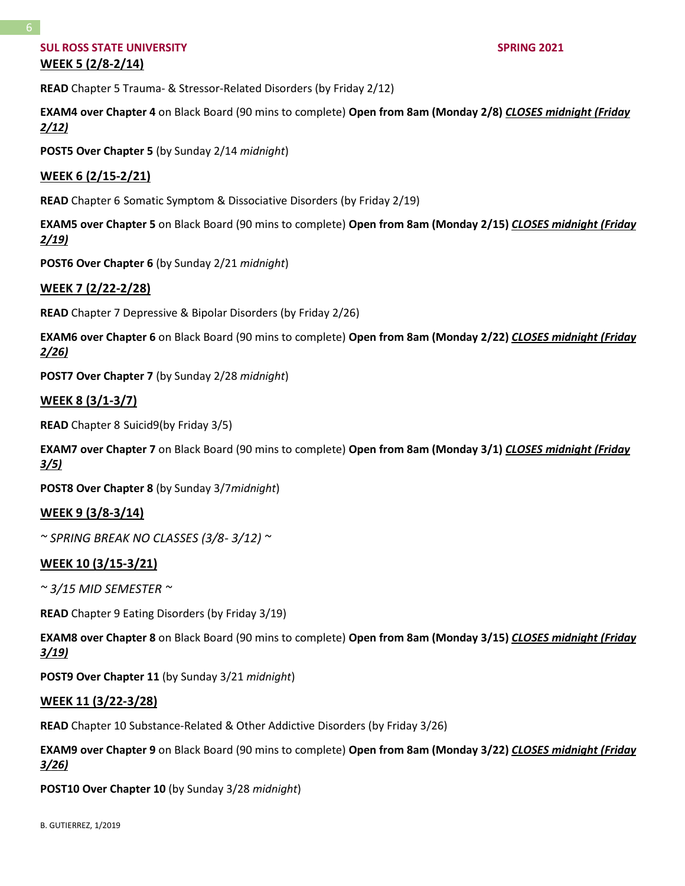## WEEK 5 (2/8-2/14)

**READ** Chapter 5 Trauma- & Stressor-Related Disorders (by Friday 2/12)

**EXAM4 over Chapter 4** on Black Board (90 mins to complete) **Open from 8am (Monday 2/8)** ***CLOSES midnight (Friday 2/12)***

**POST5 Over Chapter 5** (by Sunday 2/14 *midnight*)

## WEEK 6 (2/15-2/21)

**READ** Chapter 6 Somatic Symptom & Dissociative Disorders (by Friday 2/19)

**EXAM5 over Chapter 5** on Black Board (90 mins to complete) **Open from 8am (Monday 2/15)** ***CLOSES midnight (Friday 2/19)***

**POST6 Over Chapter 6** (by Sunday 2/21 *midnight*)

## WEEK 7 (2/22-2/28)

**READ** Chapter 7 Depressive & Bipolar Disorders (by Friday 2/26)

**EXAM6 over Chapter 6** on Black Board (90 mins to complete) **Open from 8am (Monday 2/22)** ***CLOSES midnight (Friday 2/26)***

**POST7 Over Chapter 7** (by Sunday 2/28 *midnight*)

## WEEK 8 (3/1-3/7)

**READ** Chapter 8 Suicid9(by Friday 3/5)

**EXAM7 over Chapter 7** on Black Board (90 mins to complete) **Open from 8am (Monday 3/1)** ***CLOSES midnight (Friday 3/5)***

**POST8 Over Chapter 8** (by Sunday 3/7*midnight*)

## WEEK 9 (3/8-3/14)

*~ SPRING BREAK NO CLASSES (3/8- 3/12) ~*

## WEEK 10 (3/15-3/21)

*~ 3/15 MID SEMESTER ~*

**READ** Chapter 9 Eating Disorders (by Friday 3/19)

**EXAM8 over Chapter 8** on Black Board (90 mins to complete) **Open from 8am (Monday 3/15)** ***CLOSES midnight (Friday 3/19)***

**POST9 Over Chapter 11** (by Sunday 3/21 *midnight*)

## WEEK 11 (3/22-3/28)

**READ** Chapter 10 Substance-Related & Other Addictive Disorders (by Friday 3/26)

**EXAM9 over Chapter 9** on Black Board (90 mins to complete) **Open from 8am (Monday 3/22)** ***CLOSES midnight (Friday 3/26)***

**POST10 Over Chapter 10** (by Sunday 3/28 *midnight*)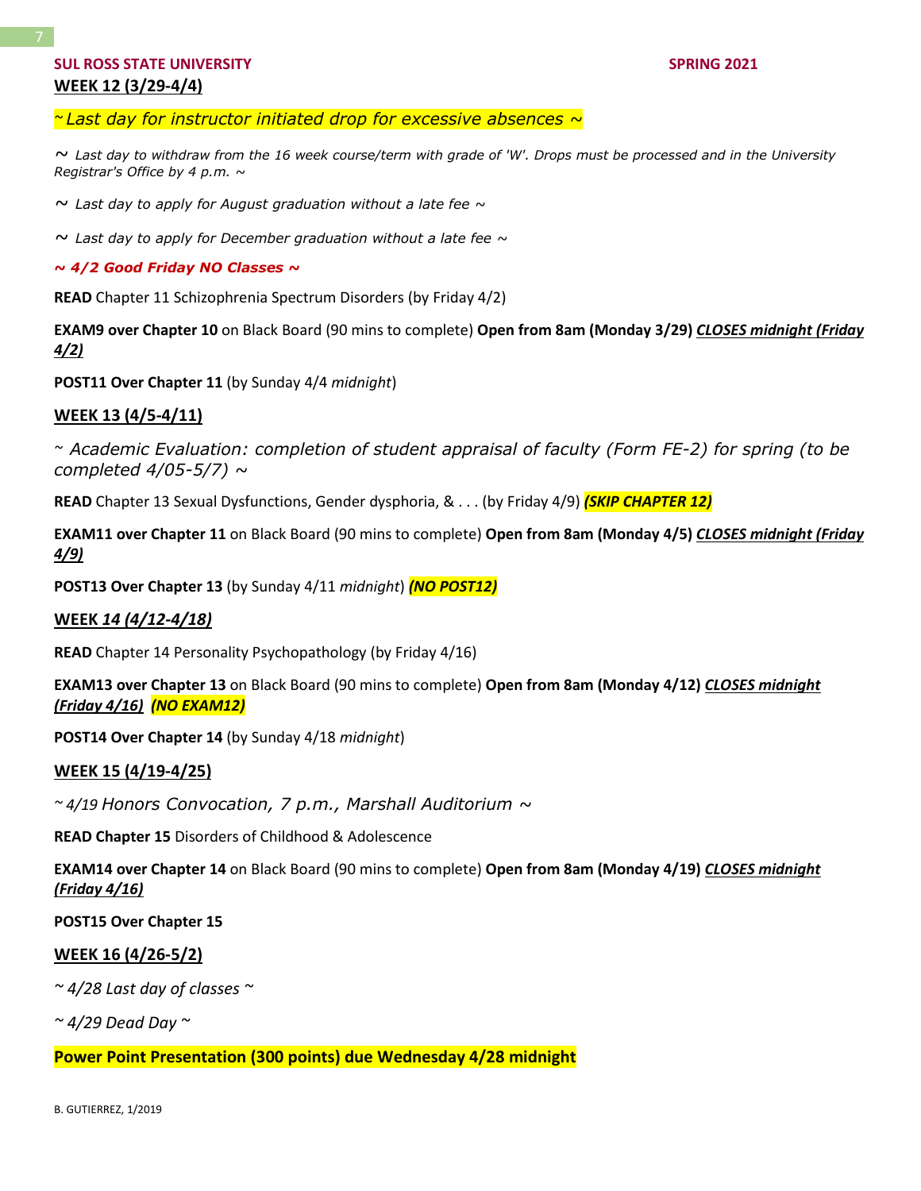**SUL ROSS STATE UNIVERSITY** **SPRING 2021**

**WEEK 12 (3/29-4/4)**

*~ Last day for instructor initiated drop for excessive absences ~*

*~ Last day to withdraw from the 16 week course/term with grade of 'W'. Drops must be processed and in the University Registrar's Office by 4 p.m. ~*

*~ Last day to apply for August graduation without a late fee ~*

*~ Last day to apply for December graduation without a late fee ~*

***~ 4/2 Good Friday NO Classes ~***

**READ** Chapter 11 Schizophrenia Spectrum Disorders (by Friday 4/2)

**EXAM9 over Chapter 10** on Black Board (90 mins to complete) **Open from 8am (Monday 3/29)** ***CLOSES midnight (Friday 4/2)***

**POST11 Over Chapter 11** (by Sunday 4/4 *midnight*)

**WEEK 13 (4/5-4/11)**

*~ Academic Evaluation: completion of student appraisal of faculty (Form FE-2) for spring (to be completed 4/05-5/7) ~*

**READ** Chapter 13 Sexual Dysfunctions, Gender dysphoria, & . . . (by Friday 4/9) ***(SKIP CHAPTER 12)***

**EXAM11 over Chapter 11** on Black Board (90 mins to complete) **Open from 8am (Monday 4/5)** ***CLOSES midnight (Friday 4/9)***

**POST13 Over Chapter 13** (by Sunday 4/11 *midnight*) ***(NO POST12)***

**WEEK *14 (4/12-4/18)***

**READ** Chapter 14 Personality Psychopathology (by Friday 4/16)

**EXAM13 over Chapter 13** on Black Board (90 mins to complete) **Open from 8am (Monday 4/12)** ***CLOSES midnight (Friday 4/16)*** ***(NO EXAM12)***

**POST14 Over Chapter 14** (by Sunday 4/18 *midnight*)

**WEEK 15 (4/19-4/25)**

*~ 4/19 Honors Convocation, 7 p.m., Marshall Auditorium ~*

**READ Chapter 15** Disorders of Childhood & Adolescence

**EXAM14 over Chapter 14** on Black Board (90 mins to complete) **Open from 8am (Monday 4/19)** ***CLOSES midnight (Friday 4/16)***

**POST15 Over Chapter 15**

**WEEK 16 (4/26-5/2)**

*~ 4/28 Last day of classes ~*

*~ 4/29 Dead Day ~*

**Power Point Presentation (300 points) due Wednesday 4/28 midnight**

B. GUTIERREZ, 1/2019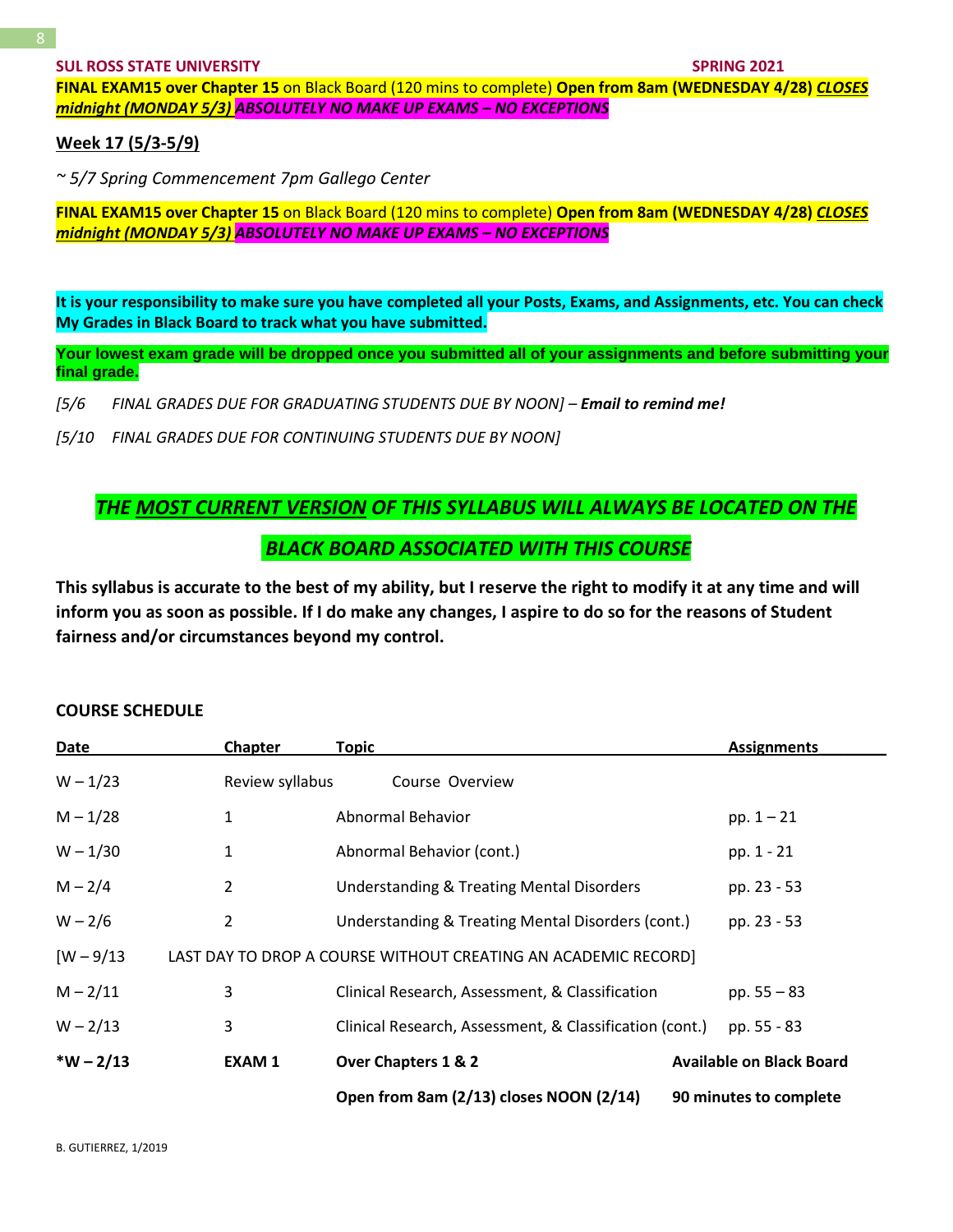**SUL ROSS STATE UNIVERSITY** **SPRING 2021**

**FINAL EXAM15 over Chapter 15** on Black Board (120 mins to complete) **Open from 8am (WEDNESDAY 4/28)** ***CLOSES midnight (MONDAY 5/3)*** ***ABSOLUTELY NO MAKE UP EXAMS – NO EXCEPTIONS***

**Week 17 (5/3-5/9)**

*~ 5/7 Spring Commencement 7pm Gallego Center*

**FINAL EXAM15 over Chapter 15** on Black Board (120 mins to complete) **Open from 8am (WEDNESDAY 4/28)** ***CLOSES midnight (MONDAY 5/3)*** ***ABSOLUTELY NO MAKE UP EXAMS – NO EXCEPTIONS***

**It is your responsibility to make sure you have completed all your Posts, Exams, and Assignments, etc. You can check My Grades in Black Board to track what you have submitted.**

**Your lowest exam grade will be dropped once you submitted all of your assignments and before submitting your final grade.**

*[5/6 FINAL GRADES DUE FOR GRADUATING STUDENTS DUE BY NOON] –* ***Email to remind me!***

*[5/10 FINAL GRADES DUE FOR CONTINUING STUDENTS DUE BY NOON]*

***THE MOST CURRENT VERSION OF THIS SYLLABUS WILL ALWAYS BE LOCATED ON THE BLACK BOARD ASSOCIATED WITH THIS COURSE***

**This syllabus is accurate to the best of my ability, but I reserve the right to modify it at any time and will inform you as soon as possible. If I do make any changes, I aspire to do so for the reasons of Student fairness and/or circumstances beyond my control.**

**COURSE SCHEDULE**

| Date | Chapter | Topic | Assignments |
|---|---|---|---|
| W – 1/23 | Review syllabus | Course Overview | |
| M – 1/28 | 1 | Abnormal Behavior | pp. 1 – 21 |
| W – 1/30 | 1 | Abnormal Behavior (cont.) | pp. 1 - 21 |
| M – 2/4 | 2 | Understanding & Treating Mental Disorders | pp. 23 - 53 |
| W – 2/6 | 2 | Understanding & Treating Mental Disorders (cont.) | pp. 23 - 53 |
| [W – 9/13 | LAST DAY TO DROP A COURSE WITHOUT CREATING AN ACADEMIC RECORD] | | |
| M – 2/11 | 3 | Clinical Research, Assessment, & Classification | pp. 55 – 83 |
| W – 2/13 | 3 | Clinical Research, Assessment, & Classification (cont.) | pp. 55 - 83 |
| ***W – 2/13** | **EXAM 1** | **Over Chapters 1 & 2** | **Available on Black Board** |
| | | **Open from 8am (2/13) closes NOON (2/14)** | **90 minutes to complete** |

B. GUTIERREZ, 1/2019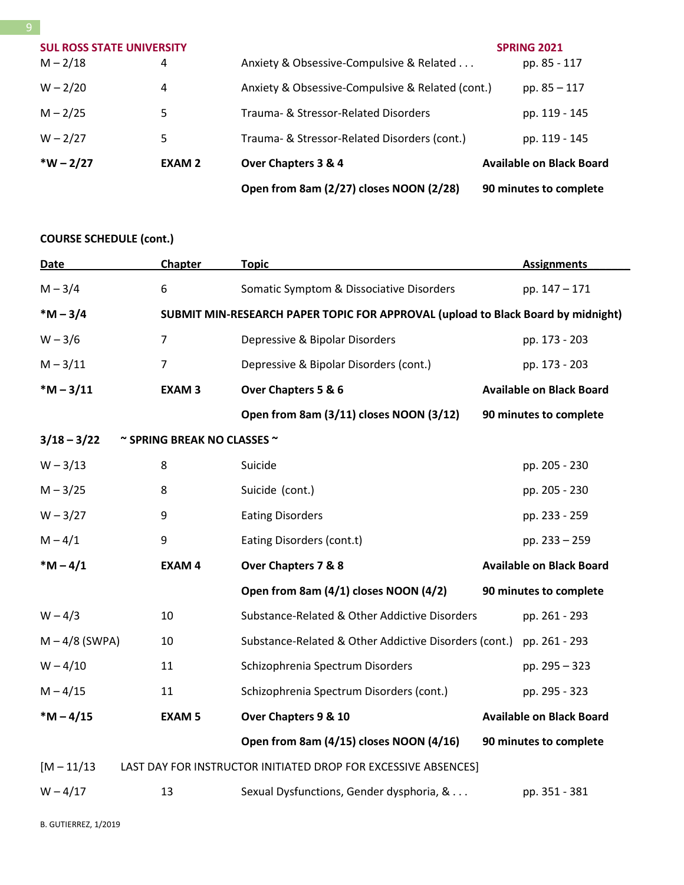**SUL ROSS STATE UNIVERSITY** **SPRING 2021**

| | | | |
|---|---|---|---|
| M – 2/18 | 4 | Anxiety & Obsessive-Compulsive & Related . . . | pp. 85 - 117 |
| W – 2/20 | 4 | Anxiety & Obsessive-Compulsive & Related (cont.) | pp. 85 – 117 |
| M – 2/25 | 5 | Trauma- & Stressor-Related Disorders | pp. 119 - 145 |
| W – 2/27 | 5 | Trauma- & Stressor-Related Disorders (cont.) | pp. 119 - 145 |
| **\*W – 2/27** | **EXAM 2** | **Over Chapters 3 & 4** | **Available on Black Board** |
| | | **Open from 8am (2/27) closes NOON (2/28)** | **90 minutes to complete** |

**COURSE SCHEDULE (cont.)**

| Date | Chapter | Topic | Assignments |
|---|---|---|---|
| M – 3/4 | 6 | Somatic Symptom & Dissociative Disorders | pp. 147 – 171 |
| **\*M – 3/4** | **SUBMIT MIN-RESEARCH PAPER TOPIC FOR APPROVAL (upload to Black Board by midnight)** | | |
| W – 3/6 | 7 | Depressive & Bipolar Disorders | pp. 173 - 203 |
| M – 3/11 | 7 | Depressive & Bipolar Disorders (cont.) | pp. 173 - 203 |
| **\*M – 3/11** | **EXAM 3** | **Over Chapters 5 & 6** | **Available on Black Board** |
| | | **Open from 8am (3/11) closes NOON (3/12)** | **90 minutes to complete** |
| **3/18 – 3/22** | **~ SPRING BREAK NO CLASSES ~** | | |
| W – 3/13 | 8 | Suicide | pp. 205 - 230 |
| M – 3/25 | 8 | Suicide (cont.) | pp. 205 - 230 |
| W – 3/27 | 9 | Eating Disorders | pp. 233 - 259 |
| M – 4/1 | 9 | Eating Disorders (cont.t) | pp. 233 – 259 |
| **\*M – 4/1** | **EXAM 4** | **Over Chapters 7 & 8** | **Available on Black Board** |
| | | **Open from 8am (4/1) closes NOON (4/2)** | **90 minutes to complete** |
| W – 4/3 | 10 | Substance-Related & Other Addictive Disorders | pp. 261 - 293 |
| M – 4/8 (SWPA) | 10 | Substance-Related & Other Addictive Disorders (cont.) | pp. 261 - 293 |
| W – 4/10 | 11 | Schizophrenia Spectrum Disorders | pp. 295 – 323 |
| M – 4/15 | 11 | Schizophrenia Spectrum Disorders (cont.) | pp. 295 - 323 |
| **\*M – 4/15** | **EXAM 5** | **Over Chapters 9 & 10** | **Available on Black Board** |
| | | **Open from 8am (4/15) closes NOON (4/16)** | **90 minutes to complete** |
| [M – 11/13 | LAST DAY FOR INSTRUCTOR INITIATED DROP FOR EXCESSIVE ABSENCES] | | |
| W – 4/17 | 13 | Sexual Dysfunctions, Gender dysphoria, & . . . | pp. 351 - 381 |

B. GUTIERREZ, 1/2019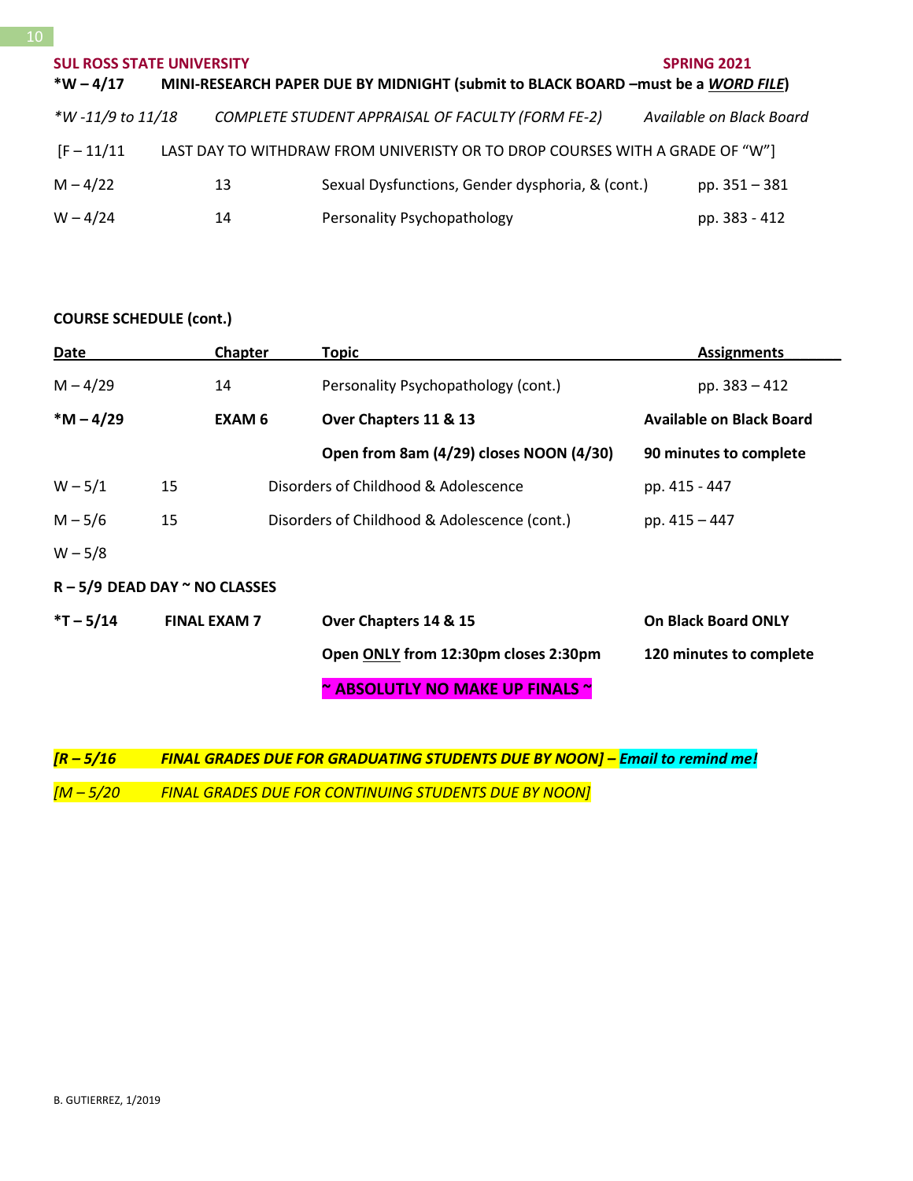**SUL ROSS STATE UNIVERSITY** **SPRING 2021**

| | | | |
|---|---|---|---|
| ***W – 4/17** | **MINI-RESEARCH PAPER DUE BY MIDNIGHT (submit to BLACK BOARD –must be a *WORD FILE*)** | | |
| *\*W -11/9 to 11/18* | *COMPLETE STUDENT APPRAISAL OF FACULTY (FORM FE-2)* | | *Available on Black Board* |
| [F – 11/11 | LAST DAY TO WITHDRAW FROM UNIVERISTY OR TO DROP COURSES WITH A GRADE OF "W"] | | |
| M – 4/22 | 13 | Sexual Dysfunctions, Gender dysphoria, & (cont.) | pp. 351 – 381 |
| W – 4/24 | 14 | Personality Psychopathology | pp. 383 - 412 |

**COURSE SCHEDULE (cont.)**

| Date | Chapter | Topic | Assignments |
|---|---|---|---|
| M – 4/29 | 14 | Personality Psychopathology (cont.) | pp. 383 – 412 |
| ***M – 4/29** | **EXAM 6** | **Over Chapters 11 & 13** | **Available on Black Board** |
| | | **Open from 8am (4/29) closes NOON (4/30)** | **90 minutes to complete** |
| W – 5/1 | 15 | Disorders of Childhood & Adolescence | pp. 415 - 447 |
| M – 5/6 | 15 | Disorders of Childhood & Adolescence (cont.) | pp. 415 – 447 |
| W – 5/8 | | | |
| **R – 5/9 DEAD DAY ~ NO CLASSES** | | | |
| ***T – 5/14** | **FINAL EXAM 7** | **Over Chapters 14 & 15** | **On Black Board ONLY** |
| | | **Open ONLY from 12:30pm closes 2:30pm** | **120 minutes to complete** |
| | | **~ ABSOLUTLY NO MAKE UP FINALS ~** | |

***[R – 5/16 FINAL GRADES DUE FOR GRADUATING STUDENTS DUE BY NOON] – Email to remind me!***

*[M – 5/20 FINAL GRADES DUE FOR CONTINUING STUDENTS DUE BY NOON]*

B. GUTIERREZ, 1/2019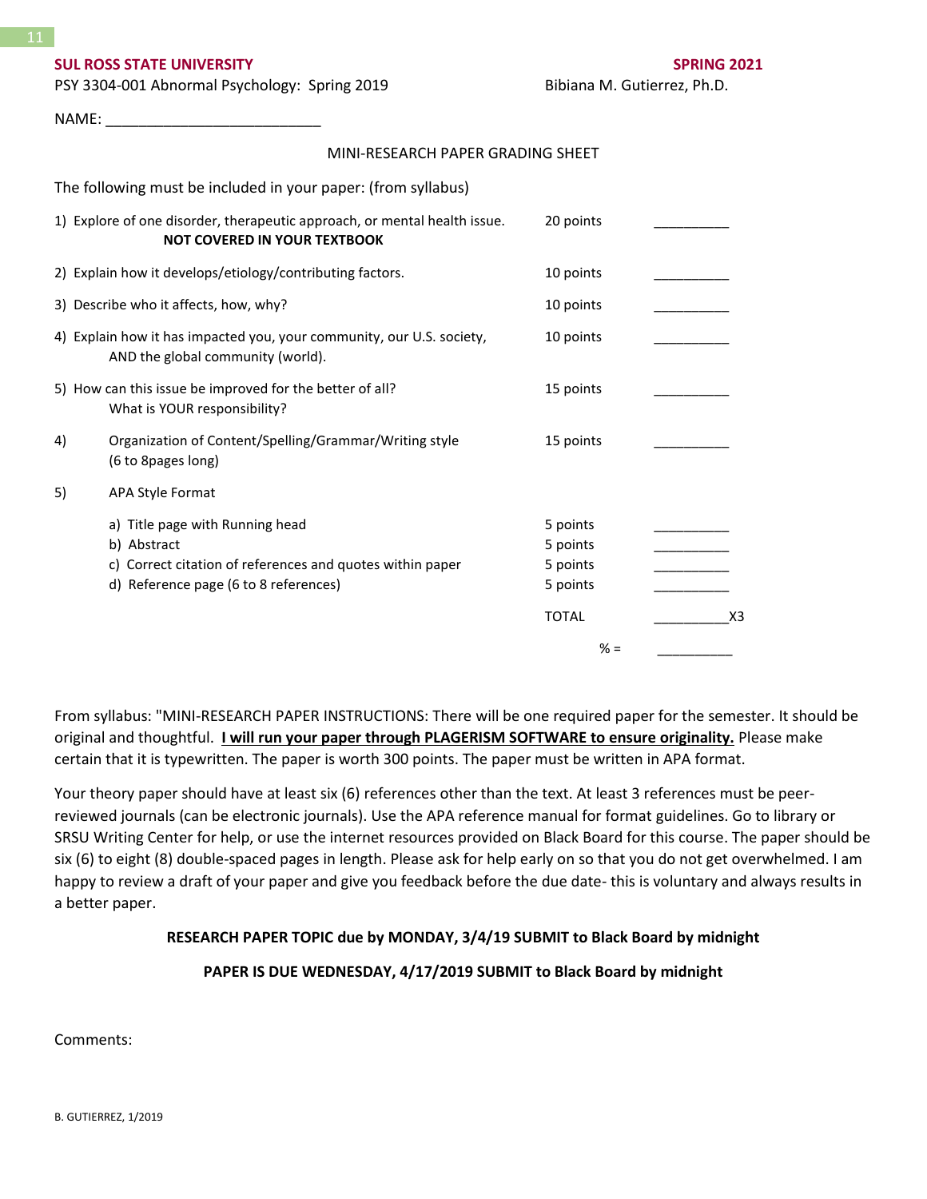**SUL ROSS STATE UNIVERSITY** **SPRING 2021**

PSY 3304-001 Abnormal Psychology: Spring 2019 Bibiana M. Gutierrez, Ph.D.

NAME: ___________________________

MINI-RESEARCH PAPER GRADING SHEET

The following must be included in your paper: (from syllabus)

| | | |
|---|---|---|
| 1) Explore of one disorder, therapeutic approach, or mental health issue. **NOT COVERED IN YOUR TEXTBOOK** | 20 points | __________ |
| 2) Explain how it develops/etiology/contributing factors. | 10 points | __________ |
| 3) Describe who it affects, how, why? | 10 points | __________ |
| 4) Explain how it has impacted you, your community, our U.S. society, AND the global community (world). | 10 points | __________ |
| 5) How can this issue be improved for the better of all? What is YOUR responsibility? | 15 points | __________ |
| 4) Organization of Content/Spelling/Grammar/Writing style (6 to 8pages long) | 15 points | __________ |
| 5) APA Style Format | | |
| a) Title page with Running head | 5 points | __________ |
| b) Abstract | 5 points | __________ |
| c) Correct citation of references and quotes within paper | 5 points | __________ |
| d) Reference page (6 to 8 references) | 5 points | __________ |
| | TOTAL | __________X3 |
| | % = | __________ |

From syllabus: "MINI-RESEARCH PAPER INSTRUCTIONS: There will be one required paper for the semester. It should be original and thoughtful. **I will run your paper through PLAGERISM SOFTWARE to ensure originality.** Please make certain that it is typewritten. The paper is worth 300 points. The paper must be written in APA format.

Your theory paper should have at least six (6) references other than the text. At least 3 references must be peer-reviewed journals (can be electronic journals). Use the APA reference manual for format guidelines. Go to library or SRSU Writing Center for help, or use the internet resources provided on Black Board for this course. The paper should be six (6) to eight (8) double-spaced pages in length. Please ask for help early on so that you do not get overwhelmed. I am happy to review a draft of your paper and give you feedback before the due date- this is voluntary and always results in a better paper.

**RESEARCH PAPER TOPIC due by MONDAY, 3/4/19 SUBMIT to Black Board by midnight**

**PAPER IS DUE WEDNESDAY, 4/17/2019 SUBMIT to Black Board by midnight**

Comments:

B. GUTIERREZ, 1/2019